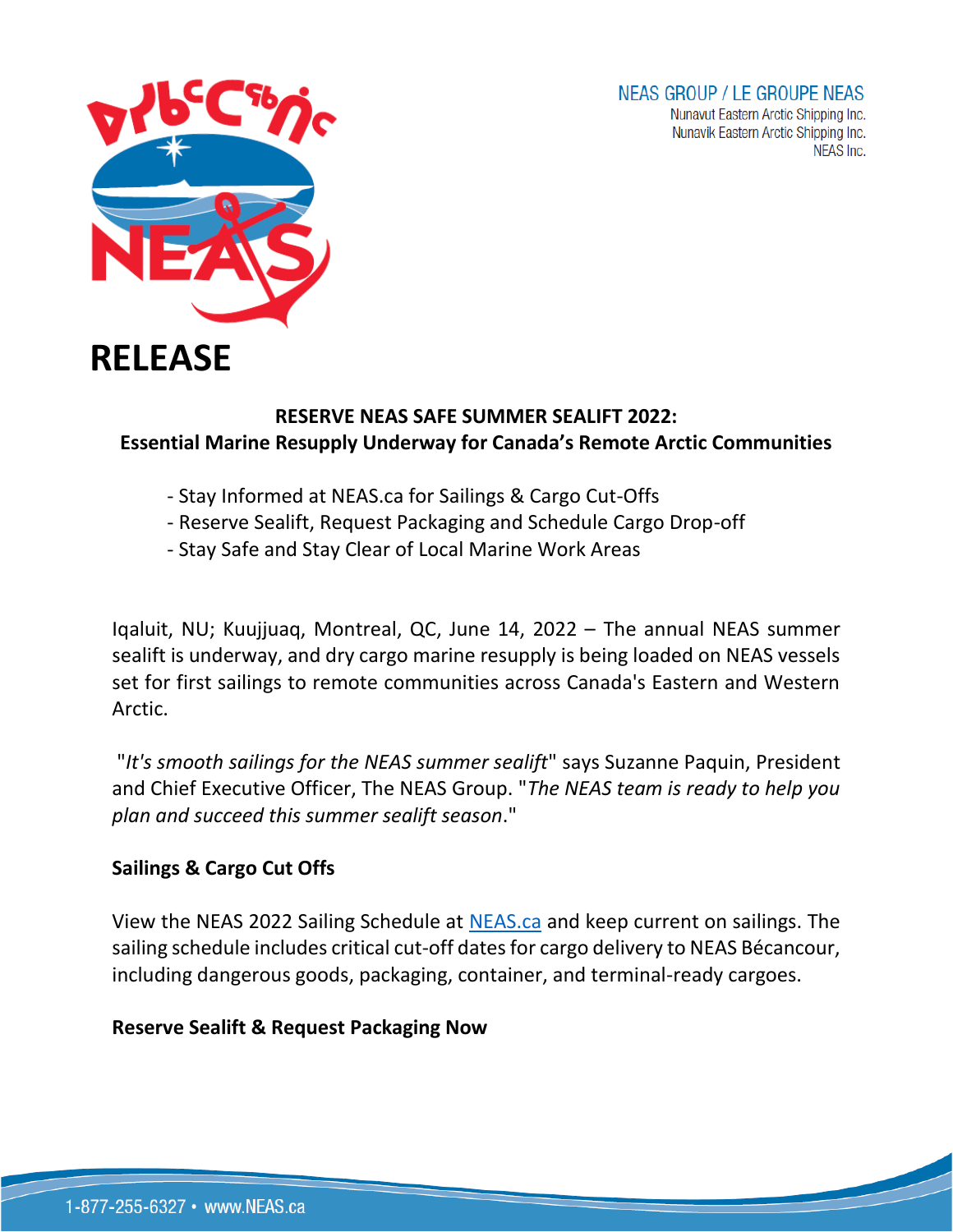NEAS GROUP / LE GROUPE NEAS
Nunavut Eastern Arctic Shipping Inc.
Nunavik Eastern Arctic Shipping Inc.
NEAS Inc.

# RELEASE

**RESERVE NEAS SAFE SUMMER SEALIFT 2022:**
**Essential Marine Resupply Underway for Canada's Remote Arctic Communities**

- Stay Informed at NEAS.ca for Sailings & Cargo Cut-Offs
- Reserve Sealift, Request Packaging and Schedule Cargo Drop-off
- Stay Safe and Stay Clear of Local Marine Work Areas

Iqaluit, NU; Kuujjuaq, Montreal, QC, June 14, 2022 – The annual NEAS summer sealift is underway, and dry cargo marine resupply is being loaded on NEAS vessels set for first sailings to remote communities across Canada's Eastern and Western Arctic.

"*It's smooth sailings for the NEAS summer sealift*" says Suzanne Paquin, President and Chief Executive Officer, The NEAS Group. "*The NEAS team is ready to help you plan and succeed this summer sealift season*."

**Sailings & Cargo Cut Offs**

View the NEAS 2022 Sailing Schedule at [NEAS.ca](NEAS.ca) and keep current on sailings. The sailing schedule includes critical cut-off dates for cargo delivery to NEAS Bécancour, including dangerous goods, packaging, container, and terminal-ready cargoes.

**Reserve Sealift & Request Packaging Now**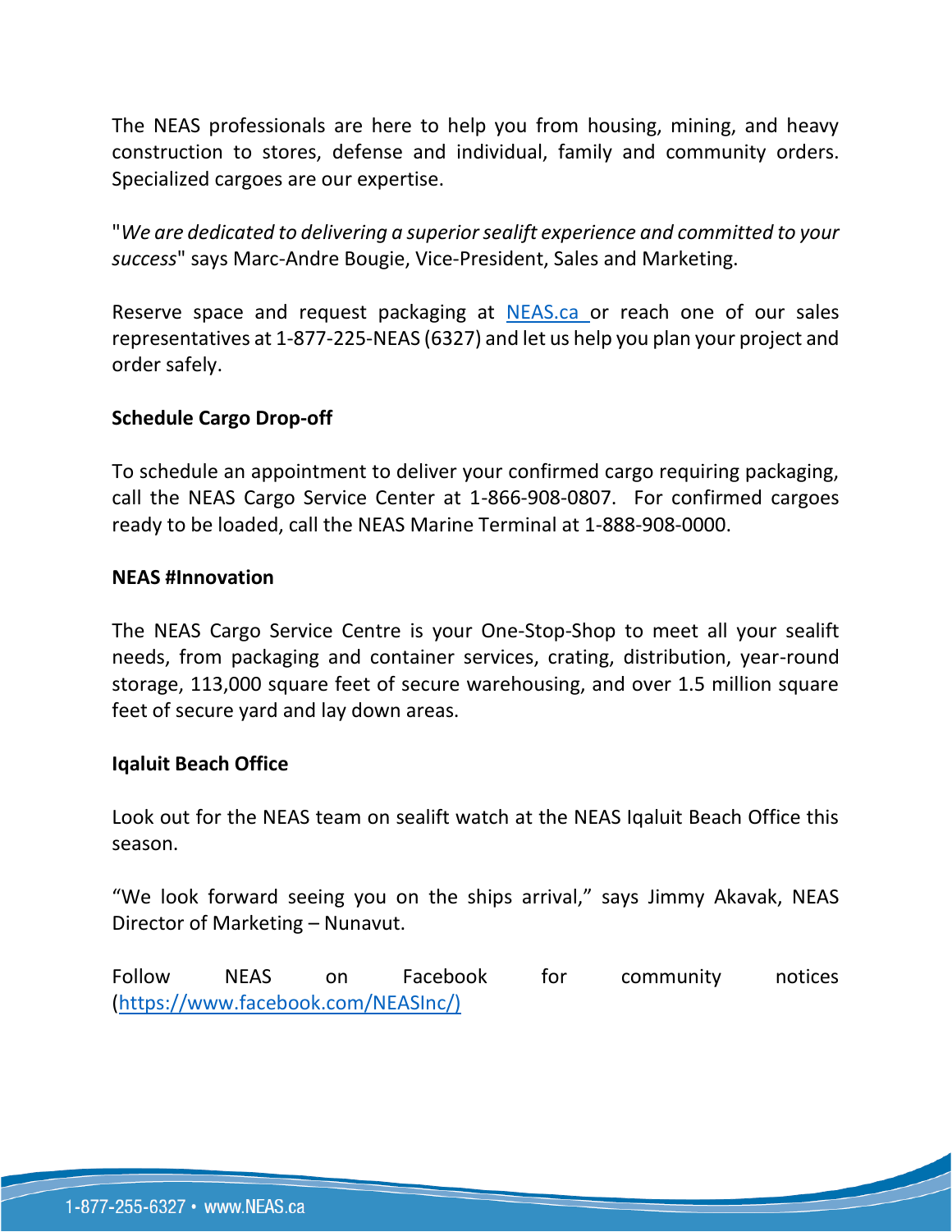The NEAS professionals are here to help you from housing, mining, and heavy construction to stores, defense and individual, family and community orders. Specialized cargoes are our expertise.

"*We are dedicated to delivering a superior sealift experience and committed to your success*" says Marc-Andre Bougie, Vice-President, Sales and Marketing.

Reserve space and request packaging at [NEAS.ca](NEAS.ca) or reach one of our sales representatives at 1-877-225-NEAS (6327) and let us help you plan your project and order safely.

**Schedule Cargo Drop-off**

To schedule an appointment to deliver your confirmed cargo requiring packaging, call the NEAS Cargo Service Center at 1-866-908-0807. For confirmed cargoes ready to be loaded, call the NEAS Marine Terminal at 1-888-908-0000.

**NEAS #Innovation**

The NEAS Cargo Service Centre is your One-Stop-Shop to meet all your sealift needs, from packaging and container services, crating, distribution, year-round storage, 113,000 square feet of secure warehousing, and over 1.5 million square feet of secure yard and lay down areas.

**Iqaluit Beach Office**

Look out for the NEAS team on sealift watch at the NEAS Iqaluit Beach Office this season.

“We look forward seeing you on the ships arrival,” says Jimmy Akavak, NEAS Director of Marketing – Nunavut.

Follow NEAS on Facebook for community notices ([https://www.facebook.com/NEASInc/)](https://www.facebook.com/NEASInc/)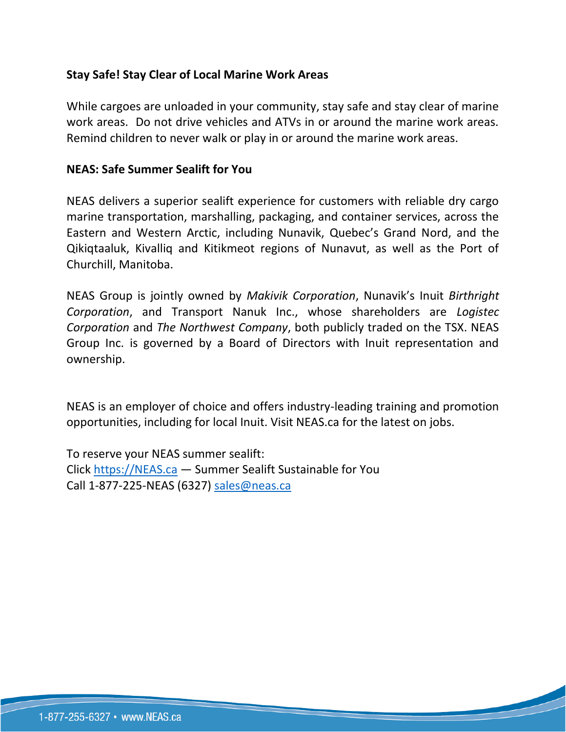**Stay Safe! Stay Clear of Local Marine Work Areas**

While cargoes are unloaded in your community, stay safe and stay clear of marine work areas. Do not drive vehicles and ATVs in or around the marine work areas. Remind children to never walk or play in or around the marine work areas.

**NEAS: Safe Summer Sealift for You**

NEAS delivers a superior sealift experience for customers with reliable dry cargo marine transportation, marshalling, packaging, and container services, across the Eastern and Western Arctic, including Nunavik, Quebec's Grand Nord, and the Qikiqtaaluk, Kivalliq and Kitikmeot regions of Nunavut, as well as the Port of Churchill, Manitoba.

NEAS Group is jointly owned by *Makivik Corporation*, Nunavik's Inuit *Birthright Corporation*, and Transport Nanuk Inc., whose shareholders are *Logistec Corporation* and *The Northwest Company*, both publicly traded on the TSX. NEAS Group Inc. is governed by a Board of Directors with Inuit representation and ownership.

NEAS is an employer of choice and offers industry-leading training and promotion opportunities, including for local Inuit. Visit NEAS.ca for the latest on jobs.

To reserve your NEAS summer sealift:
Click https://NEAS.ca — Summer Sealift Sustainable for You
Call 1-877-225-NEAS (6327) sales@neas.ca